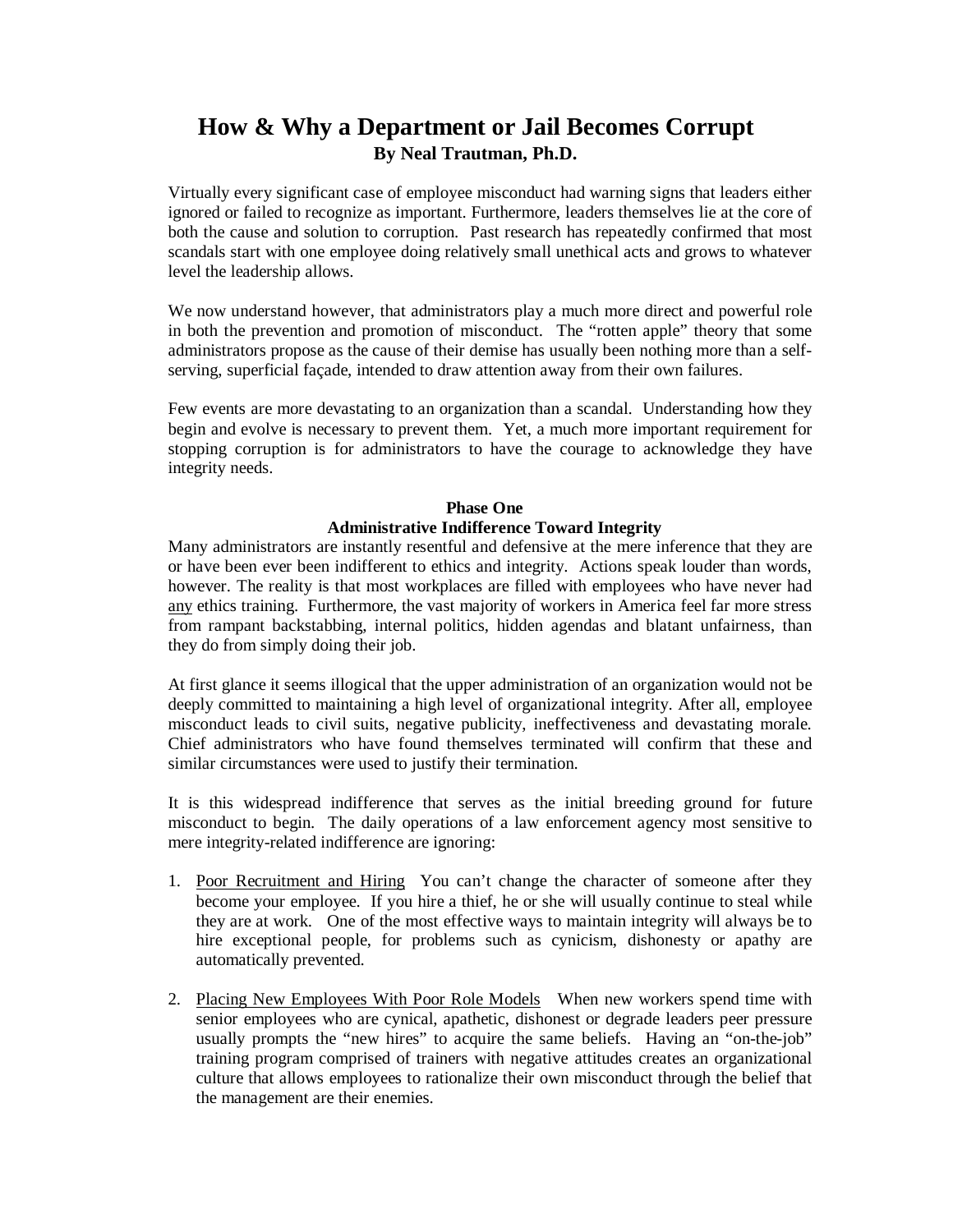# How & Why a Department or Jail Becomes Corrupt

**By Neal Trautman, Ph.D.**

Virtually every significant case of employee misconduct had warning signs that leaders either ignored or failed to recognize as important. Furthermore, leaders themselves lie at the core of both the cause and solution to corruption. Past research has repeatedly confirmed that most scandals start with one employee doing relatively small unethical acts and grows to whatever level the leadership allows.

We now understand however, that administrators play a much more direct and powerful role in both the prevention and promotion of misconduct. The "rotten apple" theory that some administrators propose as the cause of their demise has usually been nothing more than a self-serving, superficial façade, intended to draw attention away from their own failures.

Few events are more devastating to an organization than a scandal. Understanding how they begin and evolve is necessary to prevent them. Yet, a much more important requirement for stopping corruption is for administrators to have the courage to acknowledge they have integrity needs.

## Phase One
### Administrative Indifference Toward Integrity

Many administrators are instantly resentful and defensive at the mere inference that they are or have been ever been indifferent to ethics and integrity. Actions speak louder than words, however. The reality is that most workplaces are filled with employees who have never had <u>any</u> ethics training. Furthermore, the vast majority of workers in America feel far more stress from rampant backstabbing, internal politics, hidden agendas and blatant unfairness, than they do from simply doing their job.

At first glance it seems illogical that the upper administration of an organization would not be deeply committed to maintaining a high level of organizational integrity. After all, employee misconduct leads to civil suits, negative publicity, ineffectiveness and devastating morale. Chief administrators who have found themselves terminated will confirm that these and similar circumstances were used to justify their termination.

It is this widespread indifference that serves as the initial breeding ground for future misconduct to begin. The daily operations of a law enforcement agency most sensitive to mere integrity-related indifference are ignoring:

1. <u>Poor Recruitment and Hiring</u> You can't change the character of someone after they become your employee. If you hire a thief, he or she will usually continue to steal while they are at work. One of the most effective ways to maintain integrity will always be to hire exceptional people, for problems such as cynicism, dishonesty or apathy are automatically prevented.

2. <u>Placing New Employees With Poor Role Models</u> When new workers spend time with senior employees who are cynical, apathetic, dishonest or degrade leaders peer pressure usually prompts the "new hires" to acquire the same beliefs. Having an "on-the-job" training program comprised of trainers with negative attitudes creates an organizational culture that allows employees to rationalize their own misconduct through the belief that the management are their enemies.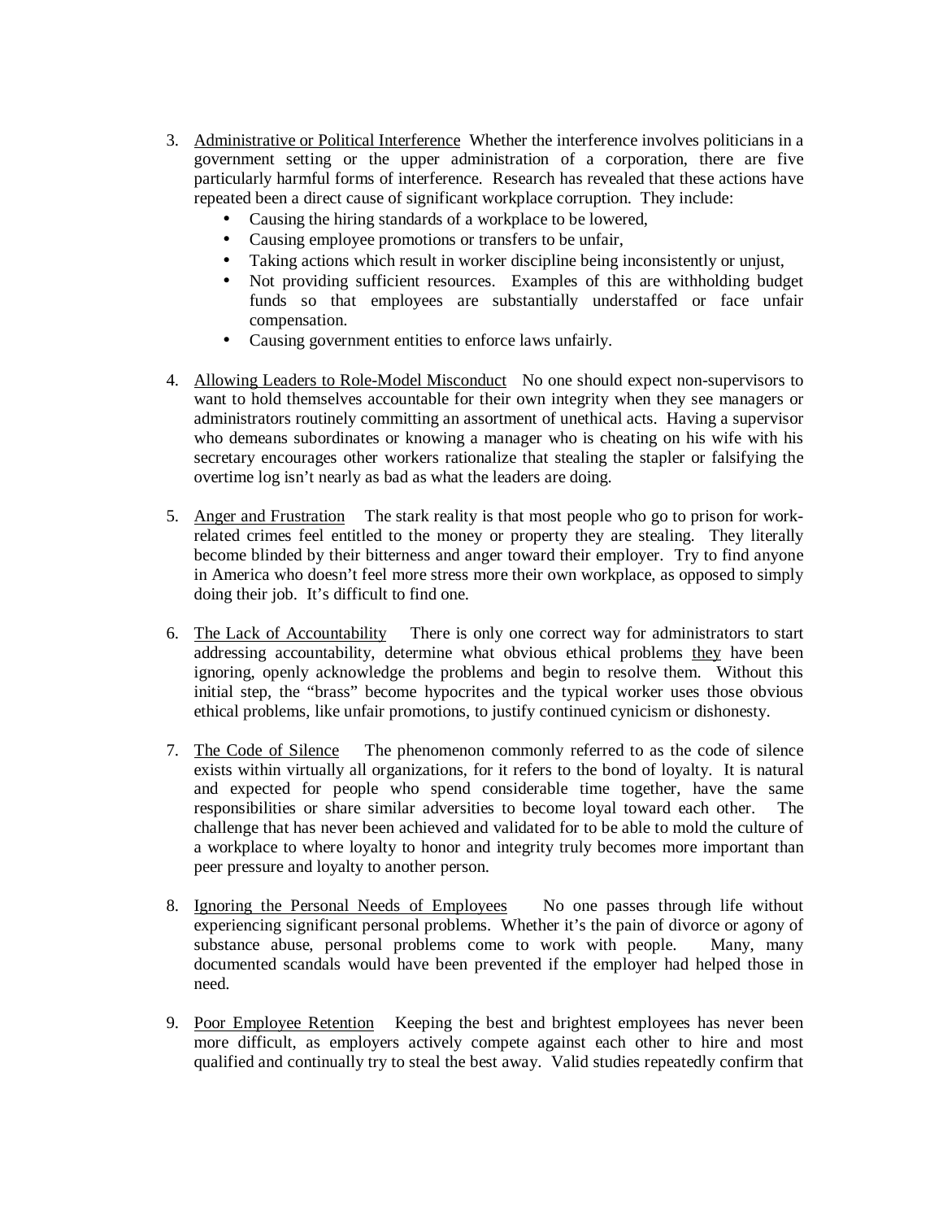3. <u>Administrative or Political Interference</u> Whether the interference involves politicians in a government setting or the upper administration of a corporation, there are five particularly harmful forms of interference. Research has revealed that these actions have repeated been a direct cause of significant workplace corruption. They include:
   - Causing the hiring standards of a workplace to be lowered,
   - Causing employee promotions or transfers to be unfair,
   - Taking actions which result in worker discipline being inconsistently or unjust,
   - Not providing sufficient resources. Examples of this are withholding budget funds so that employees are substantially understaffed or face unfair compensation.
   - Causing government entities to enforce laws unfairly.

4. <u>Allowing Leaders to Role-Model Misconduct</u> No one should expect non-supervisors to want to hold themselves accountable for their own integrity when they see managers or administrators routinely committing an assortment of unethical acts. Having a supervisor who demeans subordinates or knowing a manager who is cheating on his wife with his secretary encourages other workers rationalize that stealing the stapler or falsifying the overtime log isn't nearly as bad as what the leaders are doing.

5. <u>Anger and Frustration</u> The stark reality is that most people who go to prison for work-related crimes feel entitled to the money or property they are stealing. They literally become blinded by their bitterness and anger toward their employer. Try to find anyone in America who doesn't feel more stress more their own workplace, as opposed to simply doing their job. It's difficult to find one.

6. <u>The Lack of Accountability</u> There is only one correct way for administrators to start addressing accountability, determine what obvious ethical problems <u>they</u> have been ignoring, openly acknowledge the problems and begin to resolve them. Without this initial step, the "brass" become hypocrites and the typical worker uses those obvious ethical problems, like unfair promotions, to justify continued cynicism or dishonesty.

7. <u>The Code of Silence</u> The phenomenon commonly referred to as the code of silence exists within virtually all organizations, for it refers to the bond of loyalty. It is natural and expected for people who spend considerable time together, have the same responsibilities or share similar adversities to become loyal toward each other. The challenge that has never been achieved and validated for to be able to mold the culture of a workplace to where loyalty to honor and integrity truly becomes more important than peer pressure and loyalty to another person.

8. <u>Ignoring the Personal Needs of Employees</u> No one passes through life without experiencing significant personal problems. Whether it's the pain of divorce or agony of substance abuse, personal problems come to work with people. Many, many documented scandals would have been prevented if the employer had helped those in need.

9. <u>Poor Employee Retention</u> Keeping the best and brightest employees has never been more difficult, as employers actively compete against each other to hire and most qualified and continually try to steal the best away. Valid studies repeatedly confirm that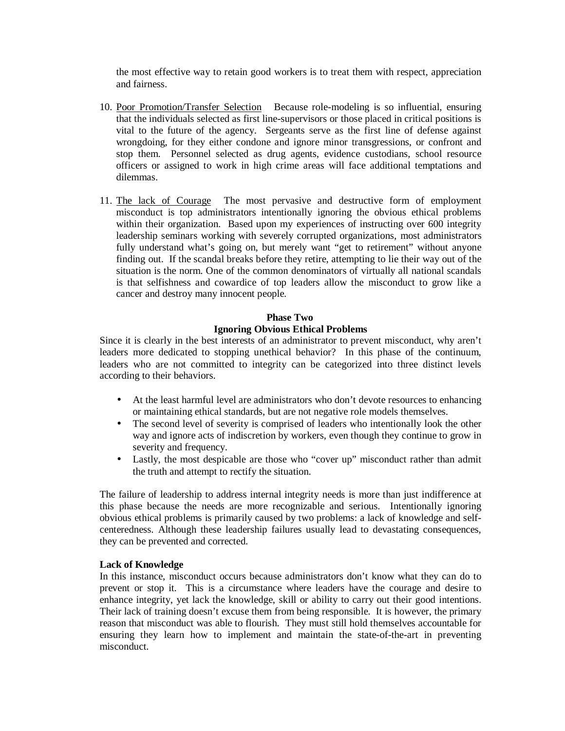the most effective way to retain good workers is to treat them with respect, appreciation and fairness.

10. <u>Poor Promotion/Transfer Selection</u> Because role-modeling is so influential, ensuring that the individuals selected as first line-supervisors or those placed in critical positions is vital to the future of the agency. Sergeants serve as the first line of defense against wrongdoing, for they either condone and ignore minor transgressions, or confront and stop them. Personnel selected as drug agents, evidence custodians, school resource officers or assigned to work in high crime areas will face additional temptations and dilemmas.

11. <u>The lack of Courage</u> The most pervasive and destructive form of employment misconduct is top administrators intentionally ignoring the obvious ethical problems within their organization. Based upon my experiences of instructing over 600 integrity leadership seminars working with severely corrupted organizations, most administrators fully understand what's going on, but merely want "get to retirement" without anyone finding out. If the scandal breaks before they retire, attempting to lie their way out of the situation is the norm. One of the common denominators of virtually all national scandals is that selfishness and cowardice of top leaders allow the misconduct to grow like a cancer and destroy many innocent people.

## Phase Two
## Ignoring Obvious Ethical Problems

Since it is clearly in the best interests of an administrator to prevent misconduct, why aren't leaders more dedicated to stopping unethical behavior? In this phase of the continuum, leaders who are not committed to integrity can be categorized into three distinct levels according to their behaviors.

- At the least harmful level are administrators who don't devote resources to enhancing or maintaining ethical standards, but are not negative role models themselves.
- The second level of severity is comprised of leaders who intentionally look the other way and ignore acts of indiscretion by workers, even though they continue to grow in severity and frequency.
- Lastly, the most despicable are those who "cover up" misconduct rather than admit the truth and attempt to rectify the situation.

The failure of leadership to address internal integrity needs is more than just indifference at this phase because the needs are more recognizable and serious. Intentionally ignoring obvious ethical problems is primarily caused by two problems: a lack of knowledge and self-centeredness. Although these leadership failures usually lead to devastating consequences, they can be prevented and corrected.

**Lack of Knowledge**

In this instance, misconduct occurs because administrators don't know what they can do to prevent or stop it. This is a circumstance where leaders have the courage and desire to enhance integrity, yet lack the knowledge, skill or ability to carry out their good intentions. Their lack of training doesn't excuse them from being responsible. It is however, the primary reason that misconduct was able to flourish. They must still hold themselves accountable for ensuring they learn how to implement and maintain the state-of-the-art in preventing misconduct.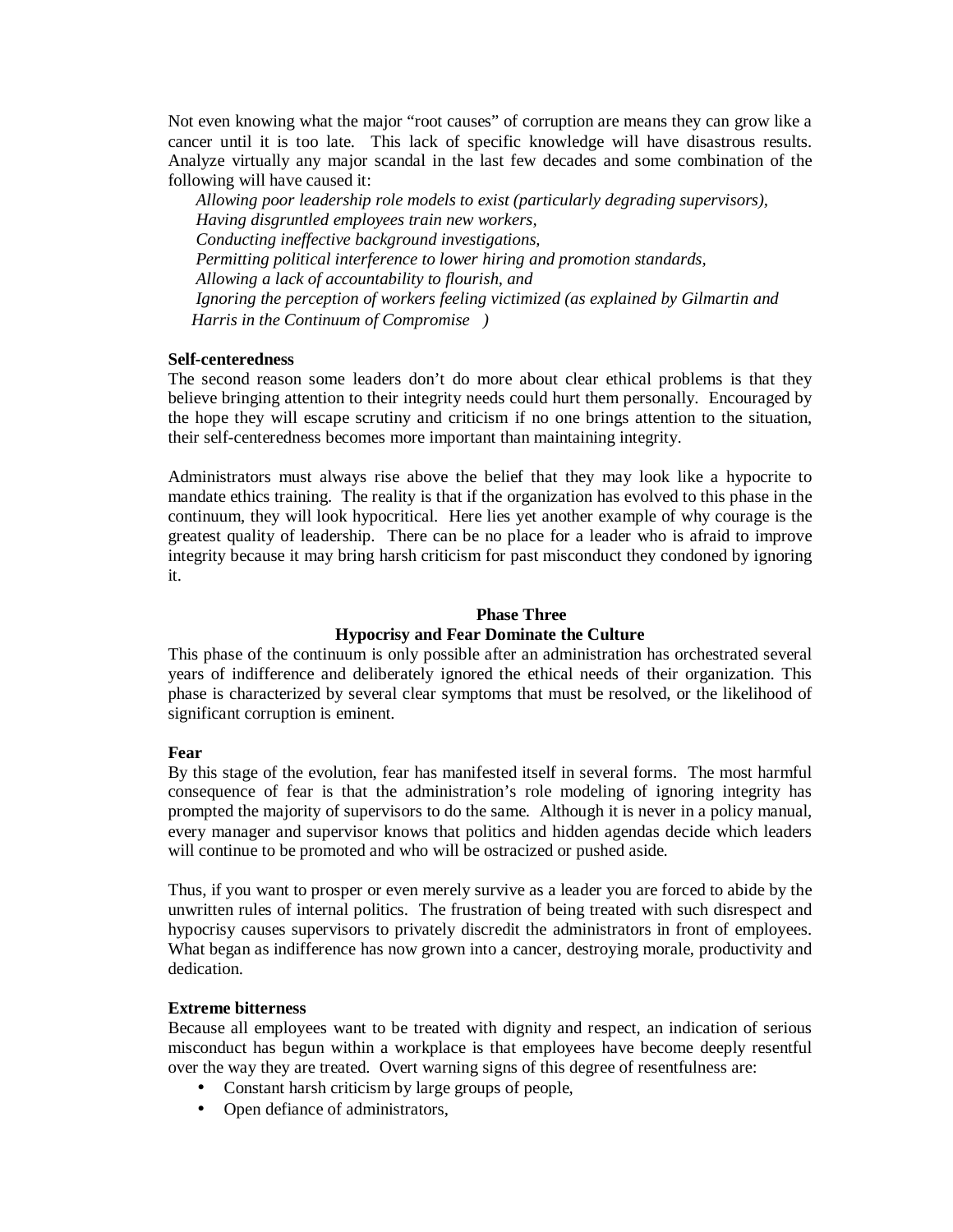Not even knowing what the major "root causes" of corruption are means they can grow like a cancer until it is too late. This lack of specific knowledge will have disastrous results. Analyze virtually any major scandal in the last few decades and some combination of the following will have caused it:

*Allowing poor leadership role models to exist (particularly degrading supervisors),*
*Having disgruntled employees train new workers,*
*Conducting ineffective background investigations,*
*Permitting political interference to lower hiring and promotion standards,*
*Allowing a lack of accountability to flourish, and*
*Ignoring the perception of workers feeling victimized (as explained by Gilmartin and Harris in the Continuum of Compromise )*

**Self-centeredness**
The second reason some leaders don't do more about clear ethical problems is that they believe bringing attention to their integrity needs could hurt them personally. Encouraged by the hope they will escape scrutiny and criticism if no one brings attention to the situation, their self-centeredness becomes more important than maintaining integrity.

Administrators must always rise above the belief that they may look like a hypocrite to mandate ethics training. The reality is that if the organization has evolved to this phase in the continuum, they will look hypocritical. Here lies yet another example of why courage is the greatest quality of leadership. There can be no place for a leader who is afraid to improve integrity because it may bring harsh criticism for past misconduct they condoned by ignoring it.

## Phase Three
## Hypocrisy and Fear Dominate the Culture

This phase of the continuum is only possible after an administration has orchestrated several years of indifference and deliberately ignored the ethical needs of their organization. This phase is characterized by several clear symptoms that must be resolved, or the likelihood of significant corruption is eminent.

**Fear**
By this stage of the evolution, fear has manifested itself in several forms. The most harmful consequence of fear is that the administration's role modeling of ignoring integrity has prompted the majority of supervisors to do the same. Although it is never in a policy manual, every manager and supervisor knows that politics and hidden agendas decide which leaders will continue to be promoted and who will be ostracized or pushed aside.

Thus, if you want to prosper or even merely survive as a leader you are forced to abide by the unwritten rules of internal politics. The frustration of being treated with such disrespect and hypocrisy causes supervisors to privately discredit the administrators in front of employees. What began as indifference has now grown into a cancer, destroying morale, productivity and dedication.

**Extreme bitterness**
Because all employees want to be treated with dignity and respect, an indication of serious misconduct has begun within a workplace is that employees have become deeply resentful over the way they are treated. Overt warning signs of this degree of resentfulness are:

- Constant harsh criticism by large groups of people,
- Open defiance of administrators,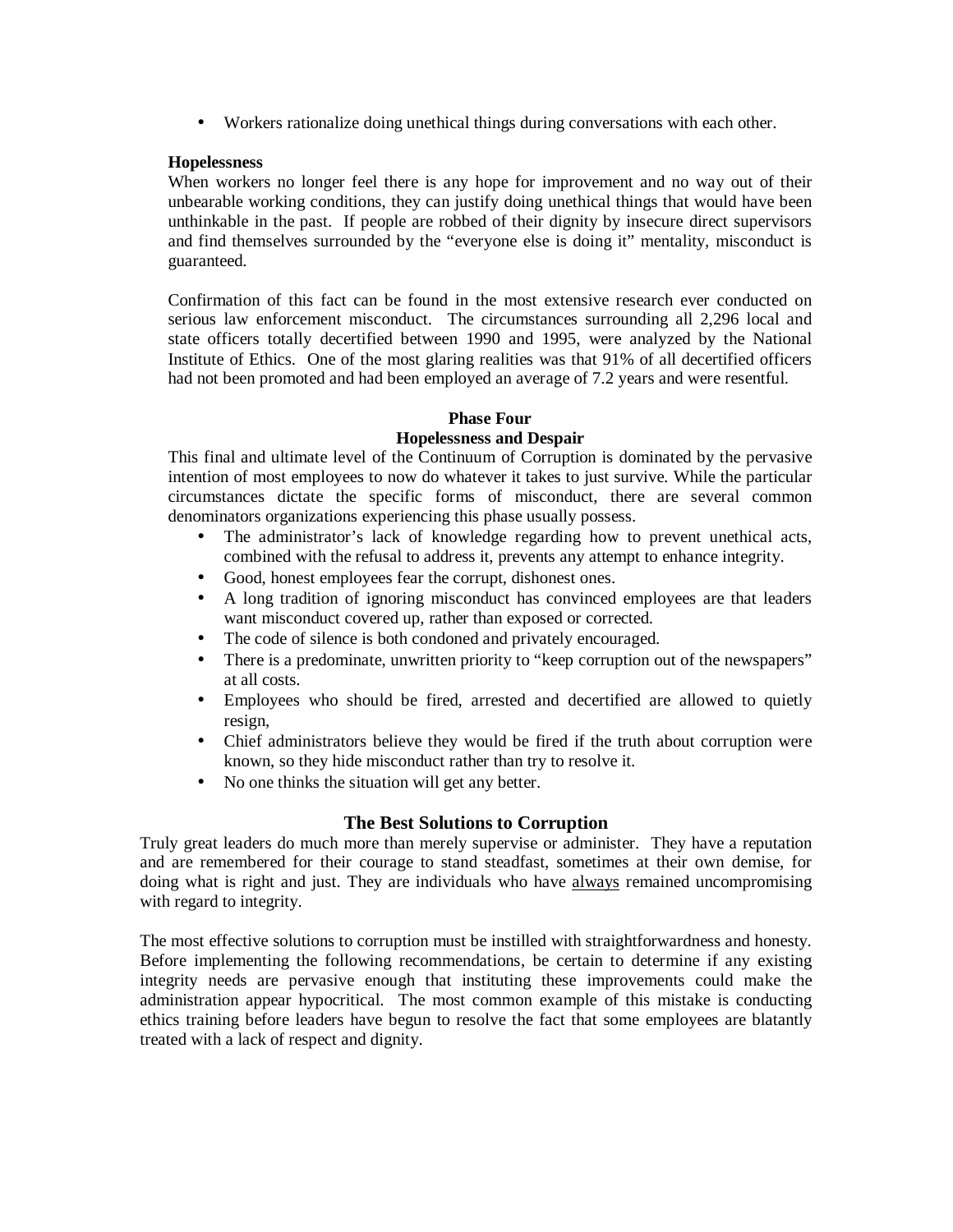- Workers rationalize doing unethical things during conversations with each other.

**Hopelessness**

When workers no longer feel there is any hope for improvement and no way out of their unbearable working conditions, they can justify doing unethical things that would have been unthinkable in the past. If people are robbed of their dignity by insecure direct supervisors and find themselves surrounded by the "everyone else is doing it" mentality, misconduct is guaranteed.

Confirmation of this fact can be found in the most extensive research ever conducted on serious law enforcement misconduct. The circumstances surrounding all 2,296 local and state officers totally decertified between 1990 and 1995, were analyzed by the National Institute of Ethics. One of the most glaring realities was that 91% of all decertified officers had not been promoted and had been employed an average of 7.2 years and were resentful.

### Phase Four
### Hopelessness and Despair

This final and ultimate level of the Continuum of Corruption is dominated by the pervasive intention of most employees to now do whatever it takes to just survive. While the particular circumstances dictate the specific forms of misconduct, there are several common denominators organizations experiencing this phase usually possess.

- The administrator's lack of knowledge regarding how to prevent unethical acts, combined with the refusal to address it, prevents any attempt to enhance integrity.
- Good, honest employees fear the corrupt, dishonest ones.
- A long tradition of ignoring misconduct has convinced employees are that leaders want misconduct covered up, rather than exposed or corrected.
- The code of silence is both condoned and privately encouraged.
- There is a predominate, unwritten priority to "keep corruption out of the newspapers" at all costs.
- Employees who should be fired, arrested and decertified are allowed to quietly resign,
- Chief administrators believe they would be fired if the truth about corruption were known, so they hide misconduct rather than try to resolve it.
- No one thinks the situation will get any better.

## The Best Solutions to Corruption

Truly great leaders do much more than merely supervise or administer. They have a reputation and are remembered for their courage to stand steadfast, sometimes at their own demise, for doing what is right and just. They are individuals who have <u>always</u> remained uncompromising with regard to integrity.

The most effective solutions to corruption must be instilled with straightforwardness and honesty. Before implementing the following recommendations, be certain to determine if any existing integrity needs are pervasive enough that instituting these improvements could make the administration appear hypocritical. The most common example of this mistake is conducting ethics training before leaders have begun to resolve the fact that some employees are blatantly treated with a lack of respect and dignity.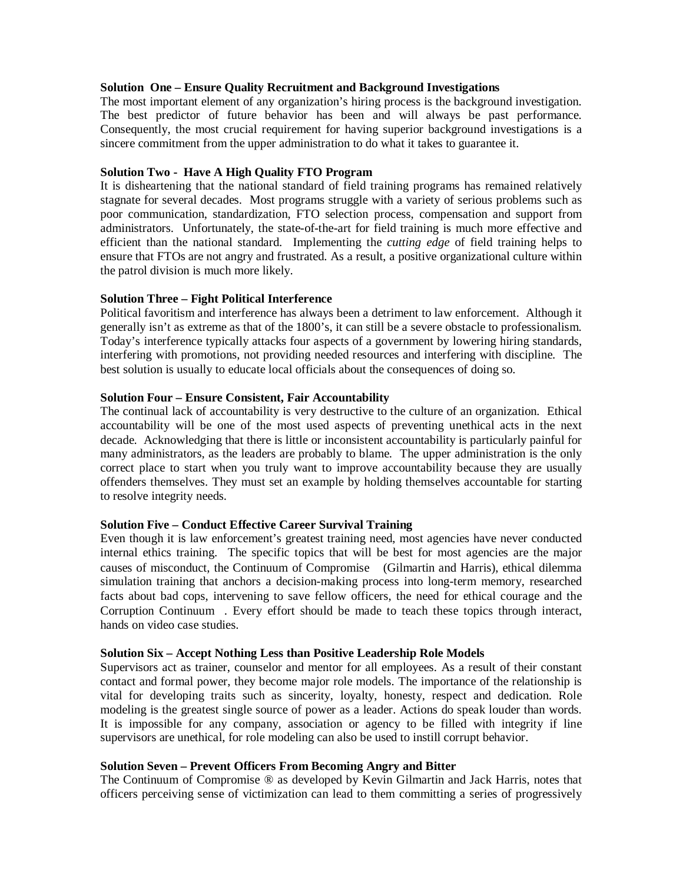**Solution One – Ensure Quality Recruitment and Background Investigations**

The most important element of any organization's hiring process is the background investigation. The best predictor of future behavior has been and will always be past performance. Consequently, the most crucial requirement for having superior background investigations is a sincere commitment from the upper administration to do what it takes to guarantee it.

**Solution Two - Have A High Quality FTO Program**

It is disheartening that the national standard of field training programs has remained relatively stagnate for several decades. Most programs struggle with a variety of serious problems such as poor communication, standardization, FTO selection process, compensation and support from administrators. Unfortunately, the state-of-the-art for field training is much more effective and efficient than the national standard. Implementing the *cutting edge* of field training helps to ensure that FTOs are not angry and frustrated. As a result, a positive organizational culture within the patrol division is much more likely.

**Solution Three – Fight Political Interference**

Political favoritism and interference has always been a detriment to law enforcement. Although it generally isn't as extreme as that of the 1800's, it can still be a severe obstacle to professionalism. Today's interference typically attacks four aspects of a government by lowering hiring standards, interfering with promotions, not providing needed resources and interfering with discipline. The best solution is usually to educate local officials about the consequences of doing so.

**Solution Four – Ensure Consistent, Fair Accountability**

The continual lack of accountability is very destructive to the culture of an organization. Ethical accountability will be one of the most used aspects of preventing unethical acts in the next decade. Acknowledging that there is little or inconsistent accountability is particularly painful for many administrators, as the leaders are probably to blame. The upper administration is the only correct place to start when you truly want to improve accountability because they are usually offenders themselves. They must set an example by holding themselves accountable for starting to resolve integrity needs.

**Solution Five – Conduct Effective Career Survival Training**

Even though it is law enforcement's greatest training need, most agencies have never conducted internal ethics training. The specific topics that will be best for most agencies are the major causes of misconduct, the Continuum of Compromise (Gilmartin and Harris), ethical dilemma simulation training that anchors a decision-making process into long-term memory, researched facts about bad cops, intervening to save fellow officers, the need for ethical courage and the Corruption Continuum . Every effort should be made to teach these topics through interact, hands on video case studies.

**Solution Six – Accept Nothing Less than Positive Leadership Role Models**

Supervisors act as trainer, counselor and mentor for all employees. As a result of their constant contact and formal power, they become major role models. The importance of the relationship is vital for developing traits such as sincerity, loyalty, honesty, respect and dedication. Role modeling is the greatest single source of power as a leader. Actions do speak louder than words. It is impossible for any company, association or agency to be filled with integrity if line supervisors are unethical, for role modeling can also be used to instill corrupt behavior.

**Solution Seven – Prevent Officers From Becoming Angry and Bitter**

The Continuum of Compromise ® as developed by Kevin Gilmartin and Jack Harris, notes that officers perceiving sense of victimization can lead to them committing a series of progressively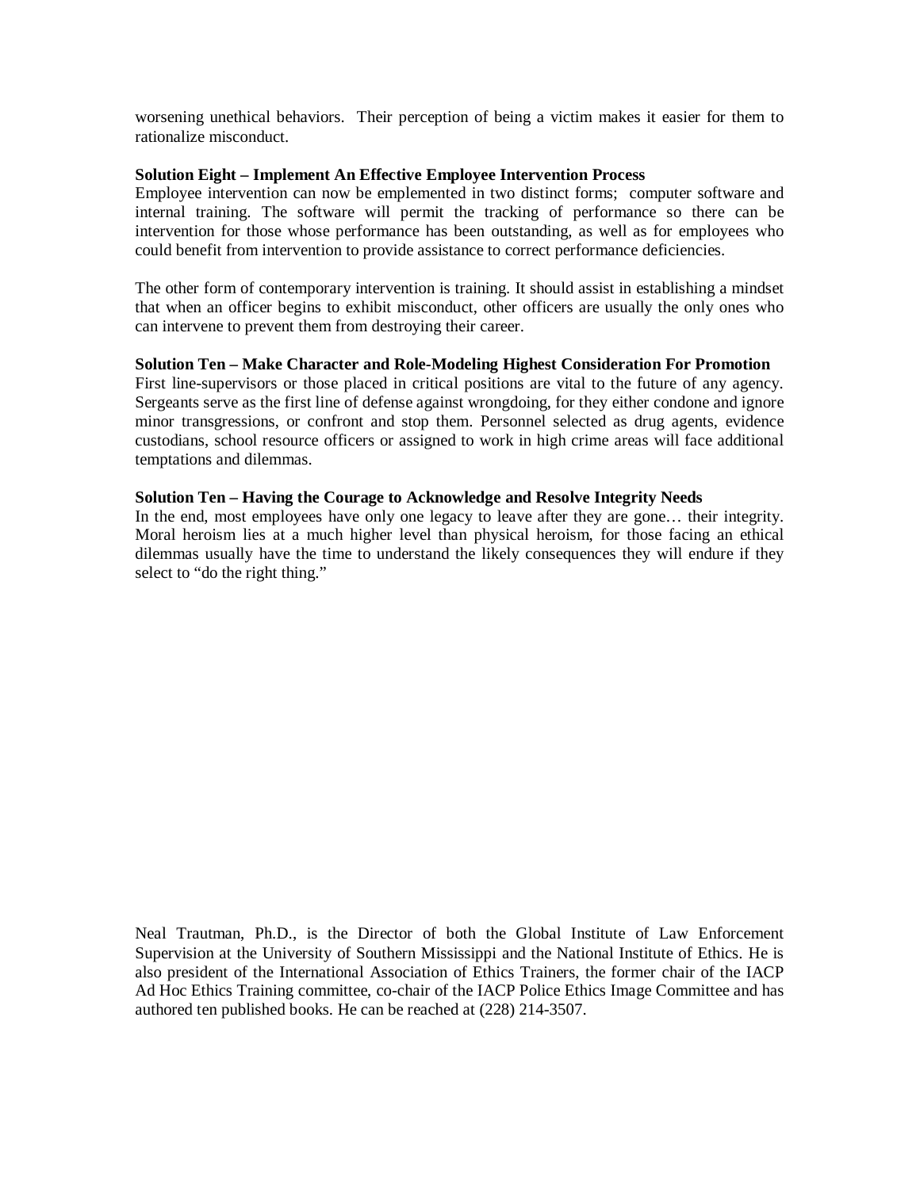worsening unethical behaviors. Their perception of being a victim makes it easier for them to rationalize misconduct.

**Solution Eight – Implement An Effective Employee Intervention Process**

Employee intervention can now be emplemented in two distinct forms; computer software and internal training. The software will permit the tracking of performance so there can be intervention for those whose performance has been outstanding, as well as for employees who could benefit from intervention to provide assistance to correct performance deficiencies.

The other form of contemporary intervention is training. It should assist in establishing a mindset that when an officer begins to exhibit misconduct, other officers are usually the only ones who can intervene to prevent them from destroying their career.

**Solution Ten – Make Character and Role-Modeling Highest Consideration For Promotion**

First line-supervisors or those placed in critical positions are vital to the future of any agency. Sergeants serve as the first line of defense against wrongdoing, for they either condone and ignore minor transgressions, or confront and stop them. Personnel selected as drug agents, evidence custodians, school resource officers or assigned to work in high crime areas will face additional temptations and dilemmas.

**Solution Ten – Having the Courage to Acknowledge and Resolve Integrity Needs**

In the end, most employees have only one legacy to leave after they are gone… their integrity. Moral heroism lies at a much higher level than physical heroism, for those facing an ethical dilemmas usually have the time to understand the likely consequences they will endure if they select to "do the right thing."

Neal Trautman, Ph.D., is the Director of both the Global Institute of Law Enforcement Supervision at the University of Southern Mississippi and the National Institute of Ethics. He is also president of the International Association of Ethics Trainers, the former chair of the IACP Ad Hoc Ethics Training committee, co-chair of the IACP Police Ethics Image Committee and has authored ten published books. He can be reached at (228) 214-3507.